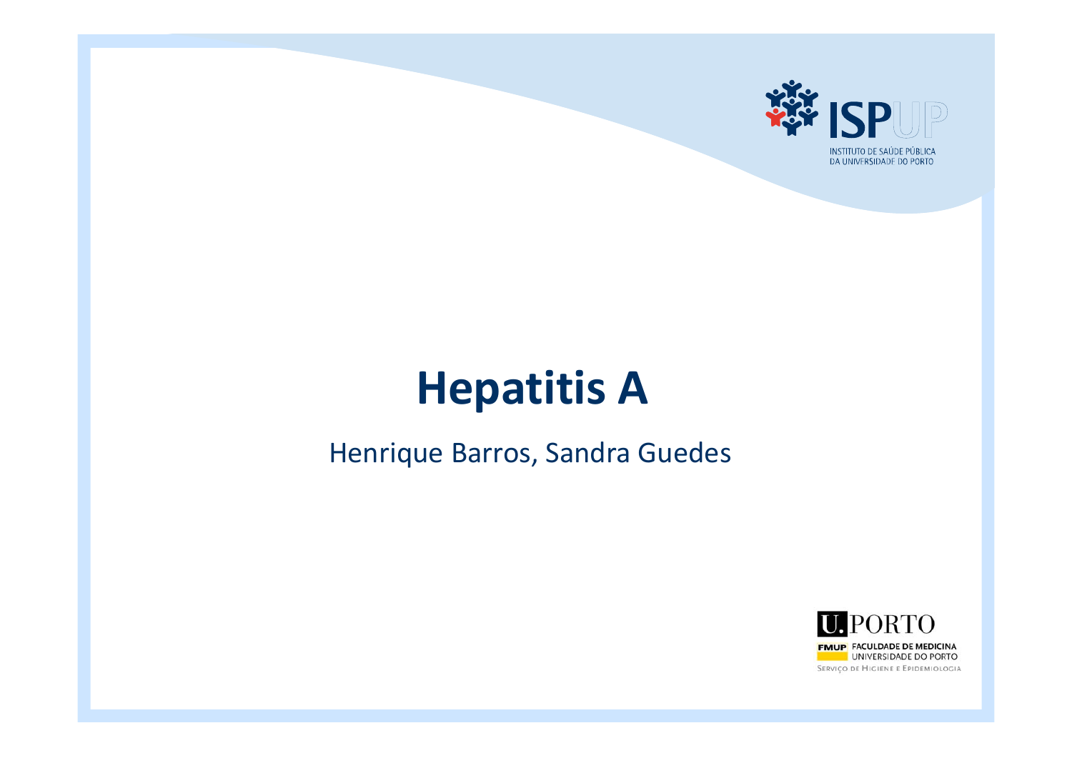INSTITUTO DE SAÚDE PÚBLICA DA UNIVERSIDADE DO PORTO

# Hepatitis A

Henrique Barros, Sandra Guedes

U.PORTO
FMUP FACULDADE DE MEDICINA UNIVERSIDADE DO PORTO
SERVIÇO DE HIGIENE E EPIDEMIOLOGIA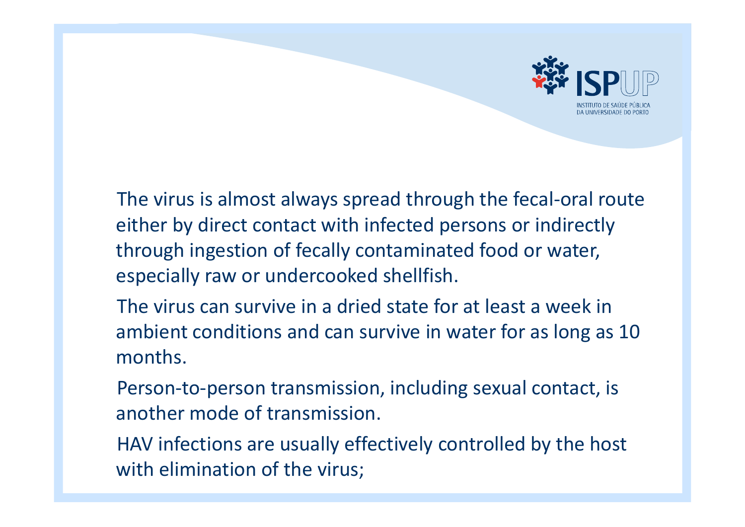The virus is almost always spread through the fecal-oral route either by direct contact with infected persons or indirectly through ingestion of fecally contaminated food or water, especially raw or undercooked shellfish.

The virus can survive in a dried state for at least a week in ambient conditions and can survive in water for as long as 10 months.

Person-to-person transmission, including sexual contact, is another mode of transmission.

HAV infections are usually effectively controlled by the host with elimination of the virus;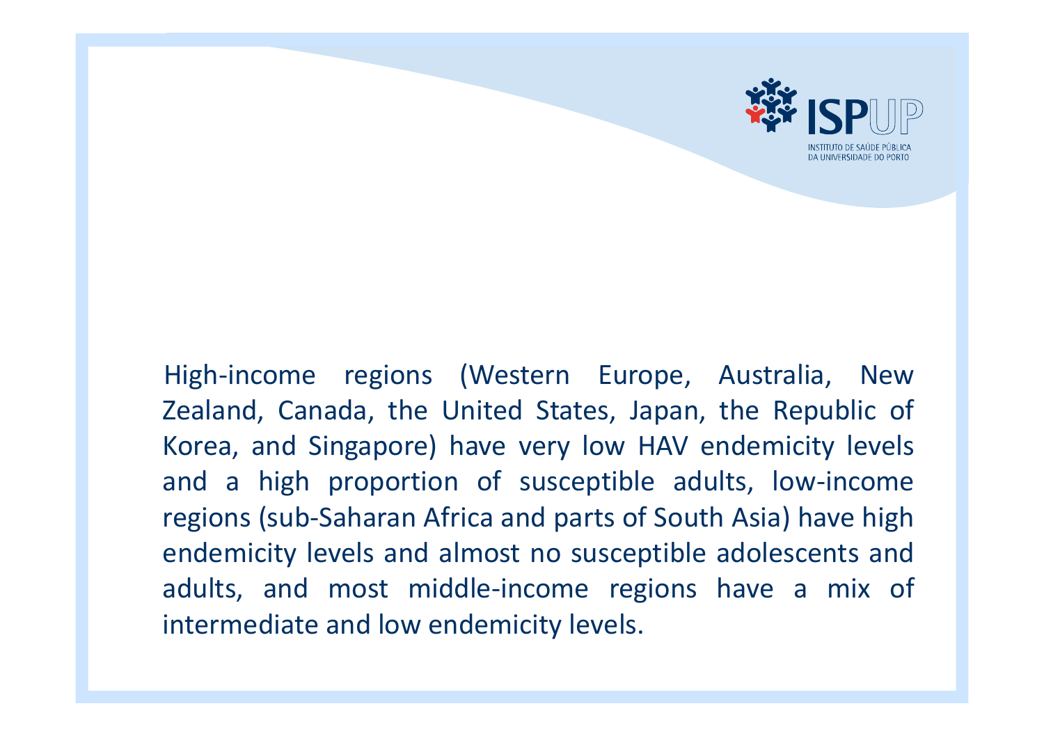High-income regions (Western Europe, Australia, New Zealand, Canada, the United States, Japan, the Republic of Korea, and Singapore) have very low HAV endemicity levels and a high proportion of susceptible adults, low-income regions (sub-Saharan Africa and parts of South Asia) have high endemicity levels and almost no susceptible adolescents and adults, and most middle-income regions have a mix of intermediate and low endemicity levels.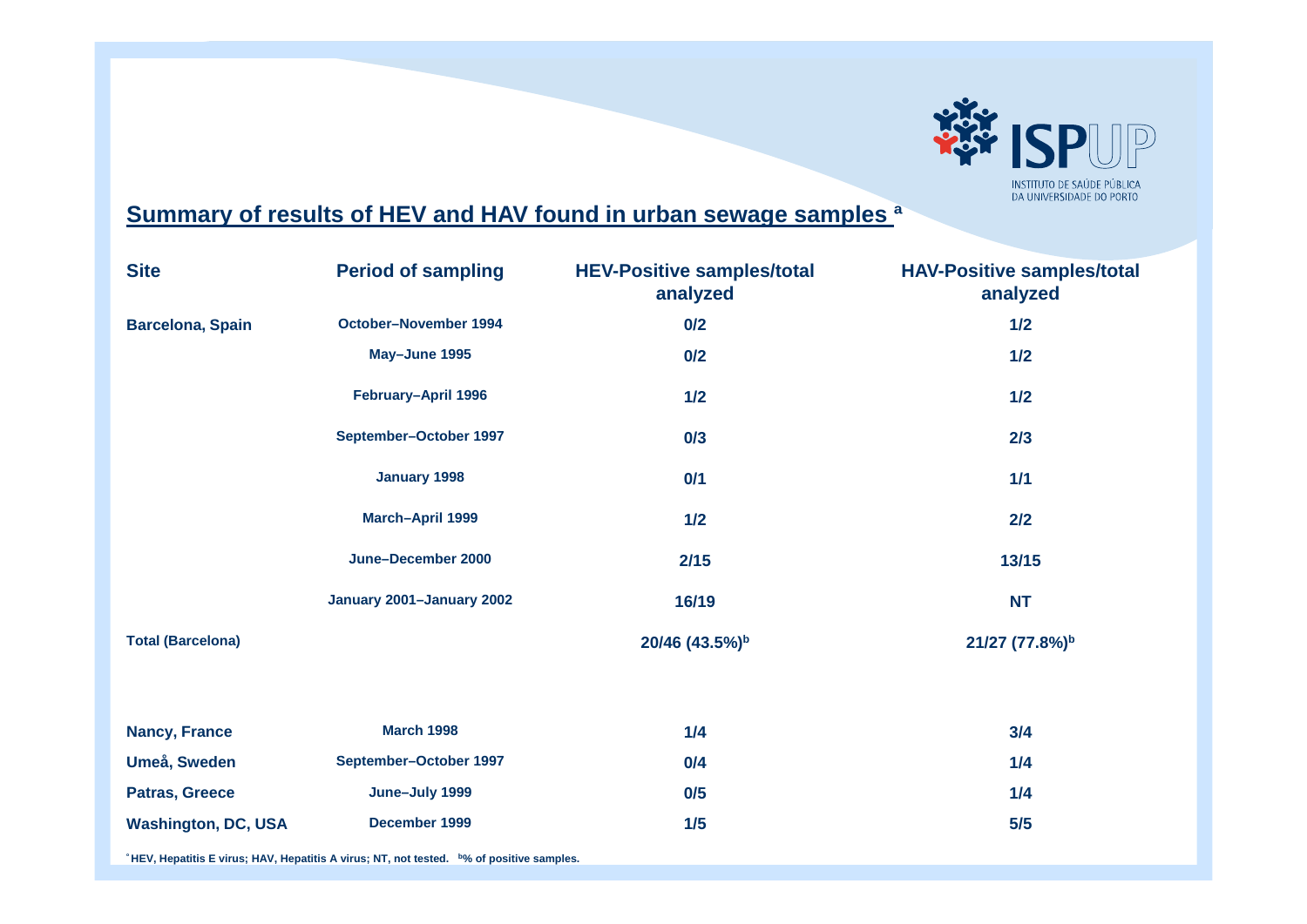## Summary of results of HEV and HAV found in urban sewage samples [a]

| Site | Period of sampling | HEV-Positive samples/total analyzed | HAV-Positive samples/total analyzed |
|---|---|---|---|
| **Barcelona, Spain** | October–November 1994 | 0/2 | 1/2 |
| | May–June 1995 | 0/2 | 1/2 |
| | February–April 1996 | 1/2 | 1/2 |
| | September–October 1997 | 0/3 | 2/3 |
| | January 1998 | 0/1 | 1/1 |
| | March–April 1999 | 1/2 | 2/2 |
| | June–December 2000 | 2/15 | 13/15 |
| | January 2001–January 2002 | 16/19 | NT |
| **Total (Barcelona)** | | 20/46 (43.5%)[b] | 21/27 (77.8%)[b] |
| | | | |
| **Nancy, France** | March 1998 | 1/4 | 3/4 |
| **Umeå, Sweden** | September–October 1997 | 0/4 | 1/4 |
| **Patras, Greece** | June–July 1999 | 0/5 | 1/4 |
| **Washington, DC, USA** | December 1999 | 1/5 | 5/5 |

[a] HEV, Hepatitis E virus; HAV, Hepatitis A virus; NT, not tested. [b] % of positive samples.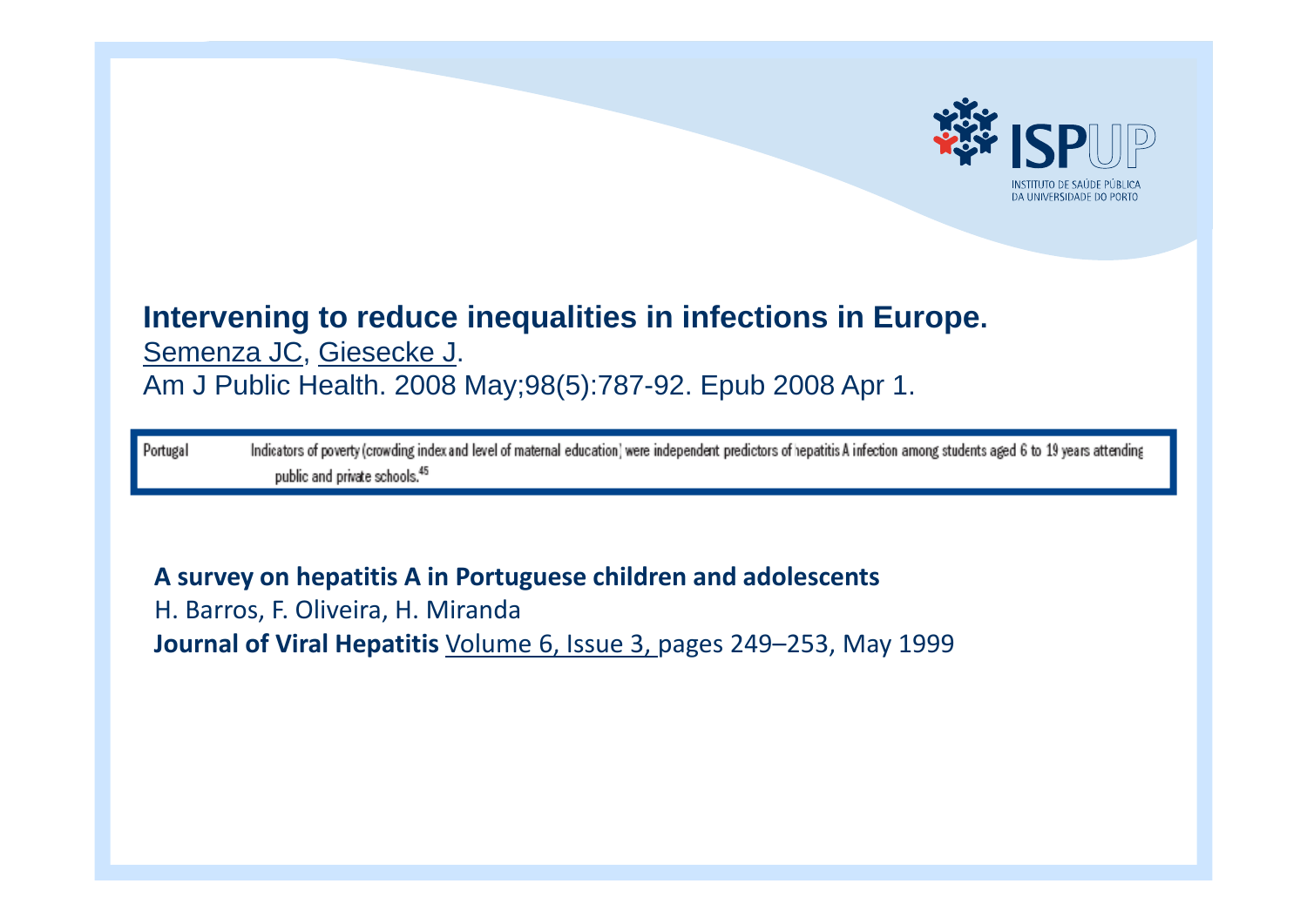**Intervening to reduce inequalities in infections in Europe.**

Semenza JC, Giesecke J.

Am J Public Health. 2008 May;98(5):787-92. Epub 2008 Apr 1.

| Portugal | Indicators of poverty (crowding index and level of maternal education) were independent predictors of hepatitis A infection among students aged 6 to 19 years attending public and private schools.[45] |
|---|---|

**A survey on hepatitis A in Portuguese children and adolescents**

H. Barros, F. Oliveira, H. Miranda

**Journal of Viral Hepatitis** Volume 6, Issue 3, pages 249–253, May 1999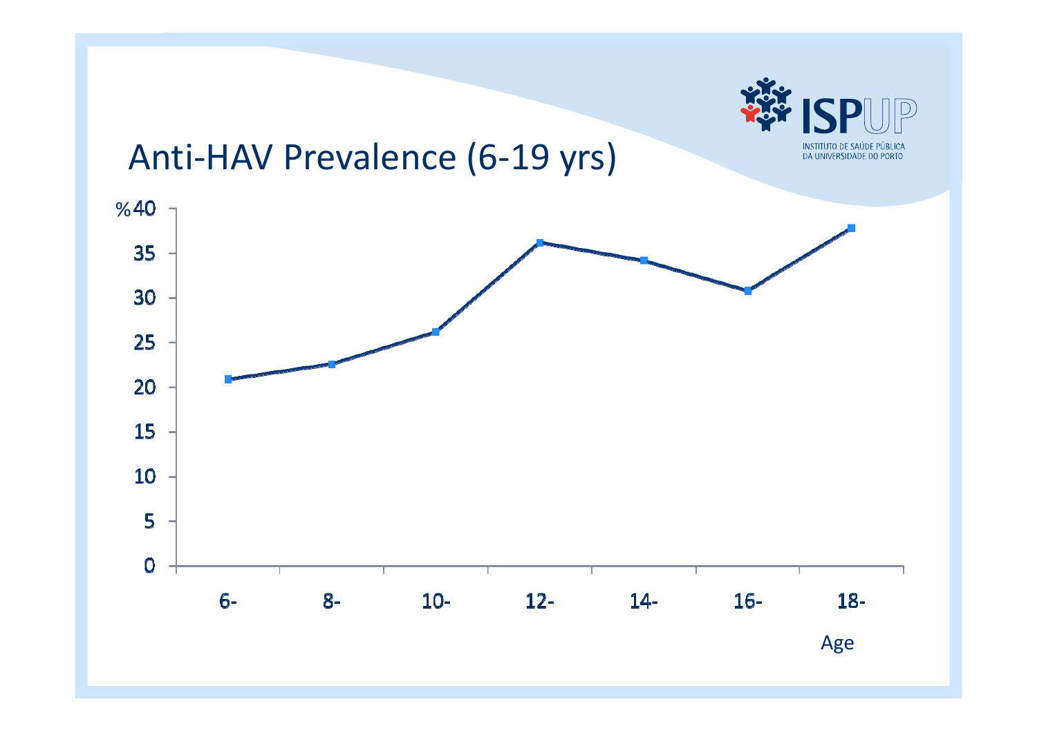# Anti-HAV Prevalence (6-19 yrs)

| Age | % |
|---|---|
| 6- | 21 |
| 8- | 22.5 |
| 10- | 26 |
| 12- | 36 |
| 14- | 34 |
| 16- | 30.5 |
| 18- | 37.5 |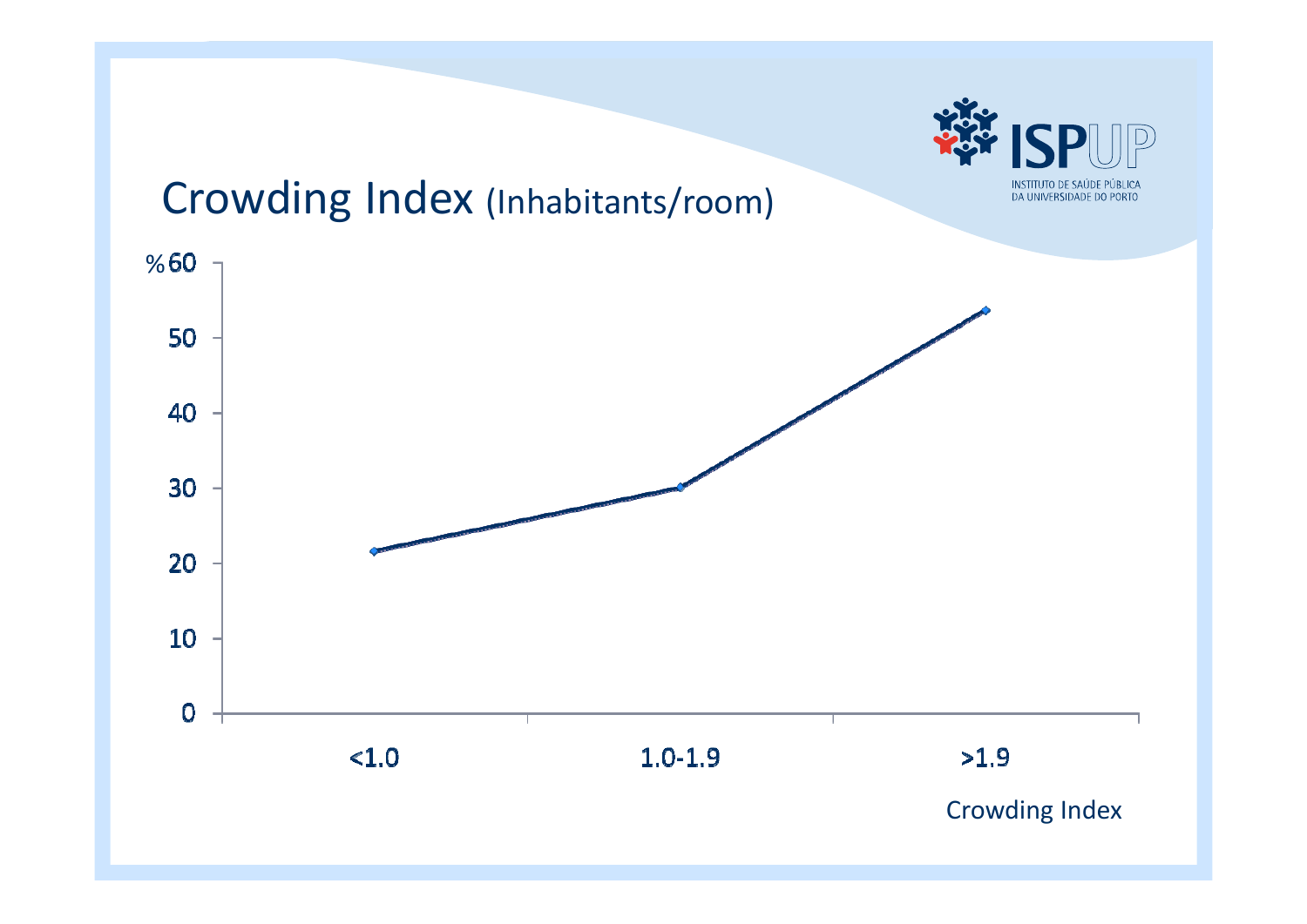# Crowding Index (Inhabitants/room)

| Crowding Index | % |
|---|---|
| <1.0 | ~21.5 |
| 1.0-1.9 | ~30 |
| >1.9 | ~53.5 |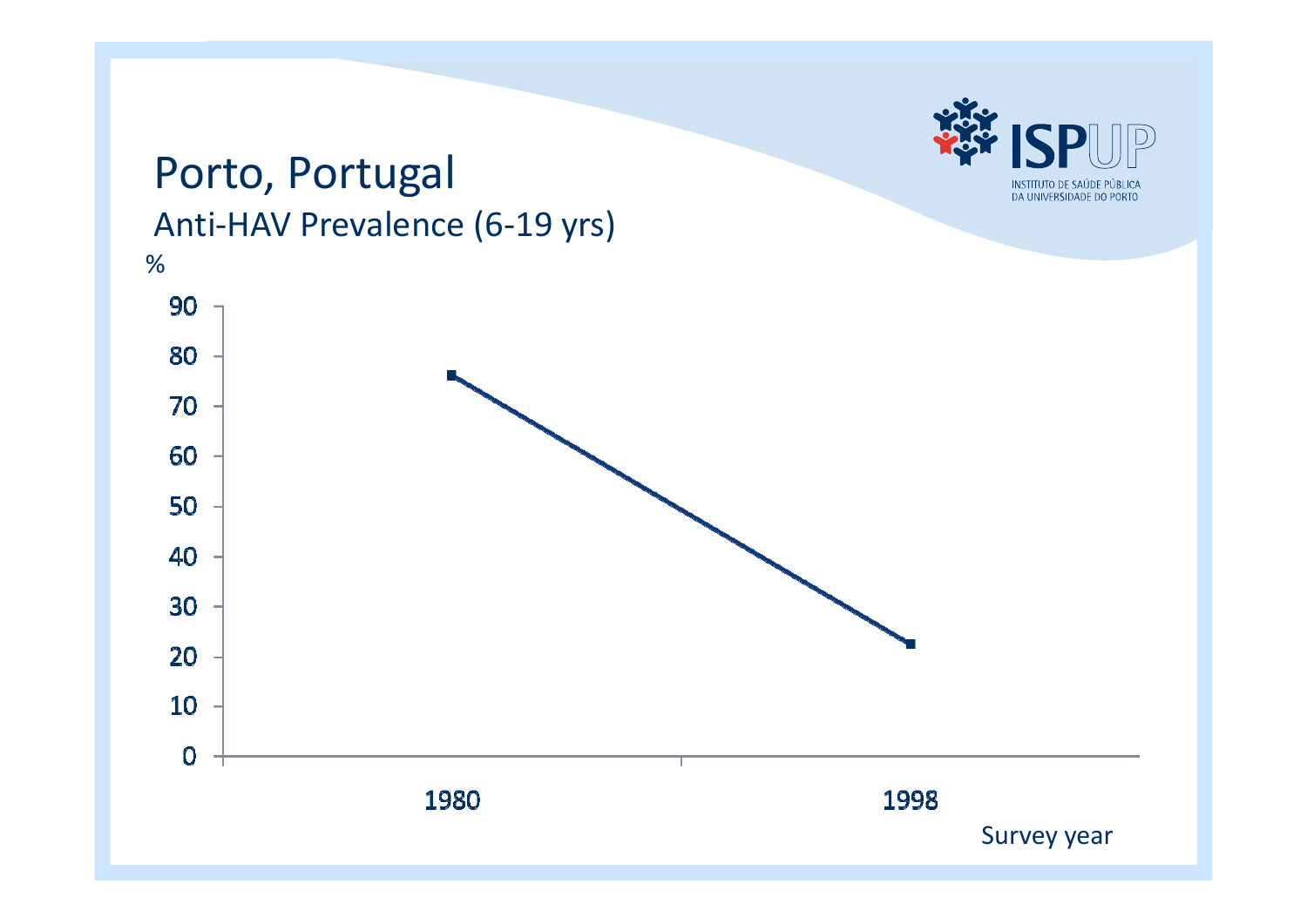# Porto, Portugal

## Anti-HAV Prevalence (6-19 yrs)

%

90
80
70
60
50
40
30
20
10
0

1980

1998

Survey year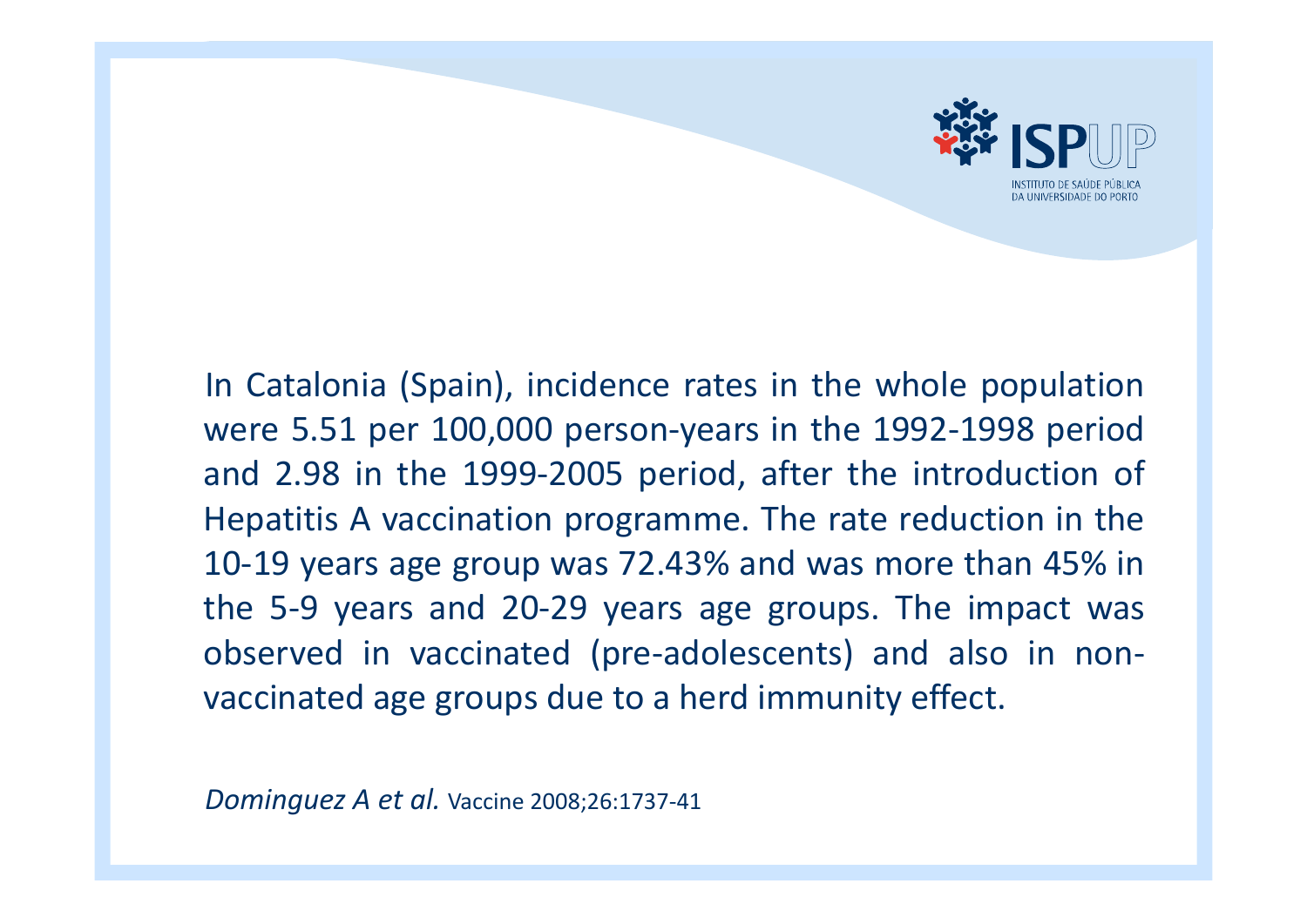In Catalonia (Spain), incidence rates in the whole population were 5.51 per 100,000 person-years in the 1992-1998 period and 2.98 in the 1999-2005 period, after the introduction of Hepatitis A vaccination programme. The rate reduction in the 10-19 years age group was 72.43% and was more than 45% in the 5-9 years and 20-29 years age groups. The impact was observed in vaccinated (pre-adolescents) and also in non-vaccinated age groups due to a herd immunity effect.

*Dominguez A et al.* Vaccine 2008;26:1737-41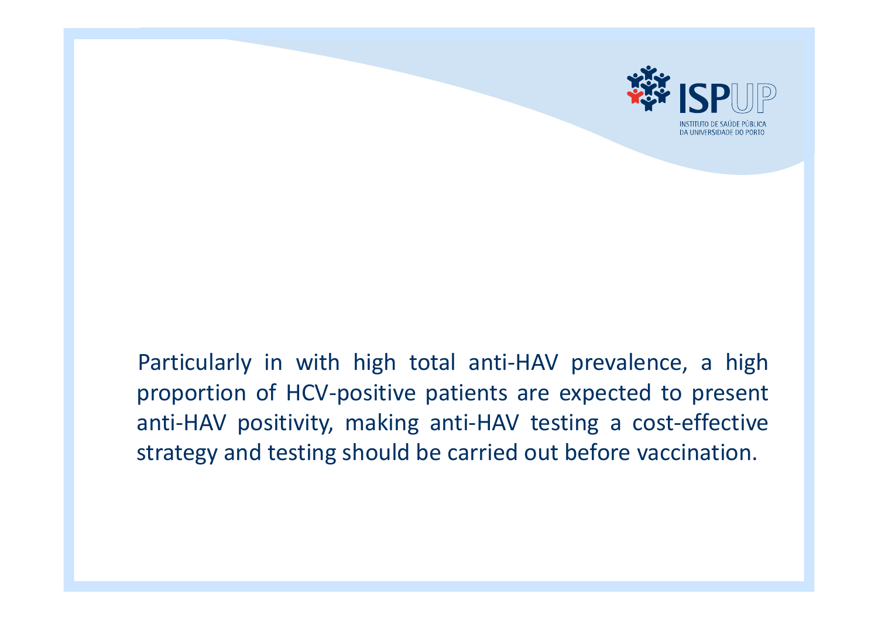Particularly in with high total anti-HAV prevalence, a high proportion of HCV-positive patients are expected to present anti-HAV positivity, making anti-HAV testing a cost-effective strategy and testing should be carried out before vaccination.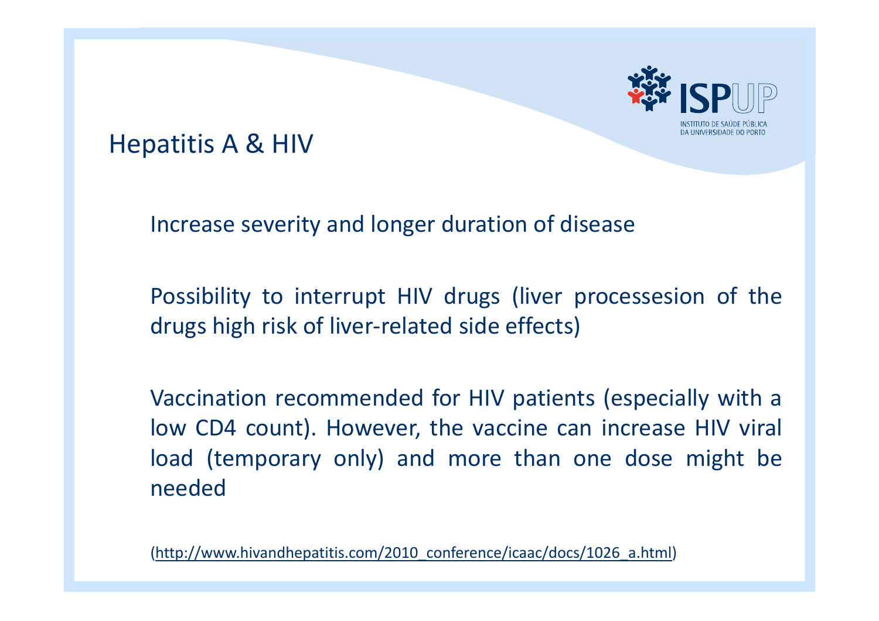# Hepatitis A & HIV

Increase severity and longer duration of disease

Possibility to interrupt HIV drugs (liver processesion of the drugs high risk of liver-related side effects)

Vaccination recommended for HIV patients (especially with a low CD4 count). However, the vaccine can increase HIV viral load (temporary only) and more than one dose might be needed

(http://www.hivandhepatitis.com/2010_conference/icaac/docs/1026_a.html)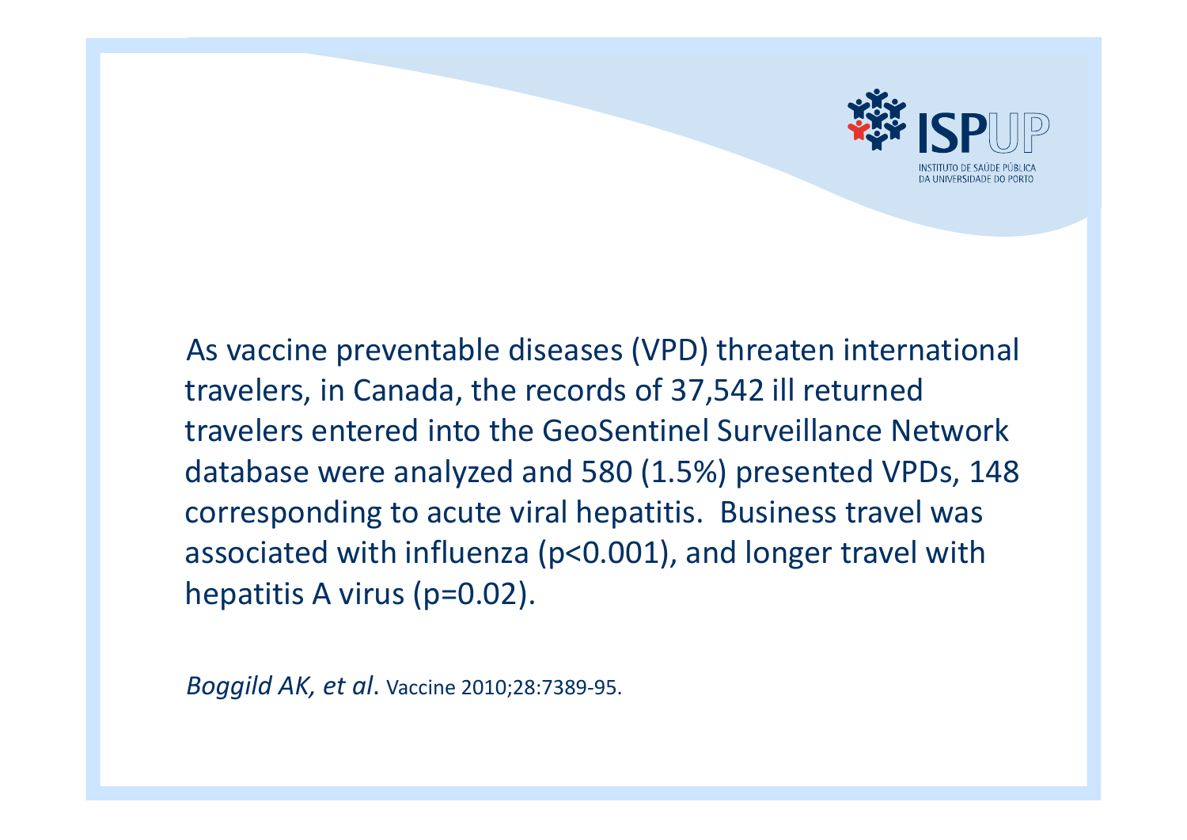As vaccine preventable diseases (VPD) threaten international travelers, in Canada, the records of 37,542 ill returned travelers entered into the GeoSentinel Surveillance Network database were analyzed and 580 (1.5%) presented VPDs, 148 corresponding to acute viral hepatitis. Business travel was associated with influenza ($p<0.001$), and longer travel with hepatitis A virus ($p=0.02$).

*Boggild AK, et al*. Vaccine 2010;28:7389-95.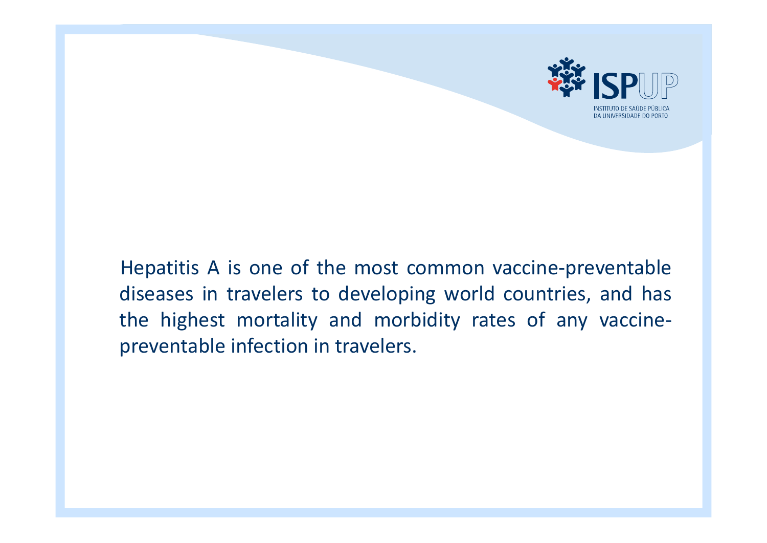Hepatitis A is one of the most common vaccine-preventable diseases in travelers to developing world countries, and has the highest mortality and morbidity rates of any vaccine-preventable infection in travelers.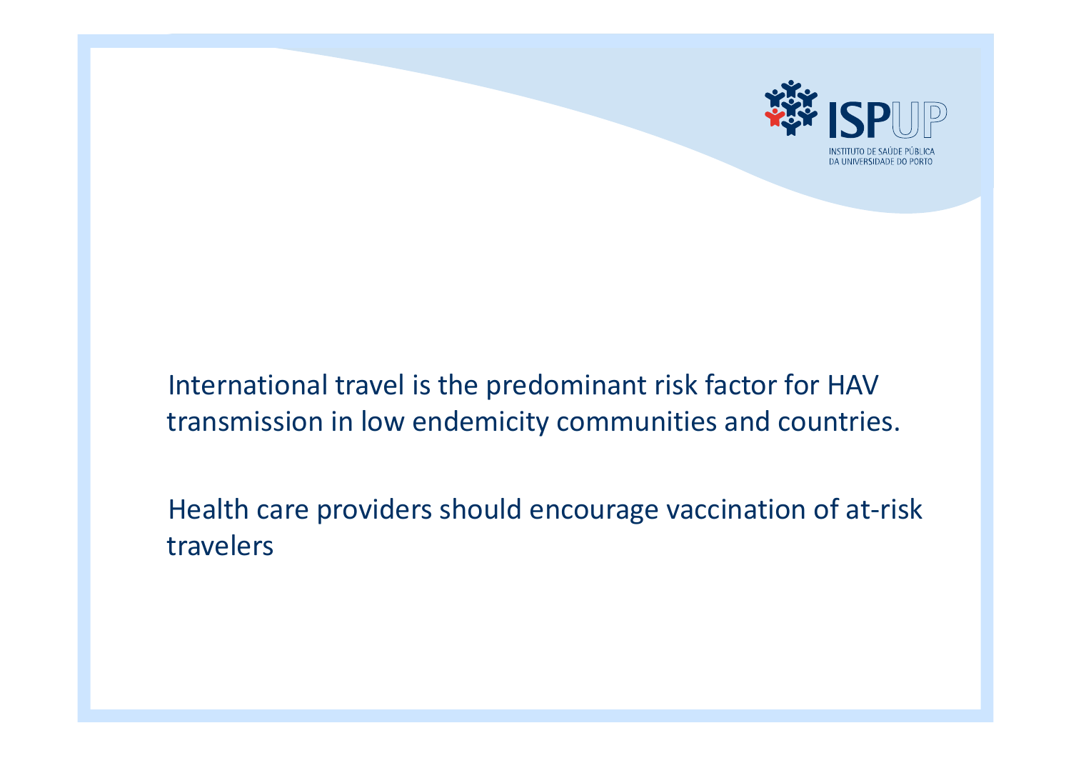International travel is the predominant risk factor for HAV transmission in low endemicity communities and countries.

Health care providers should encourage vaccination of at-risk travelers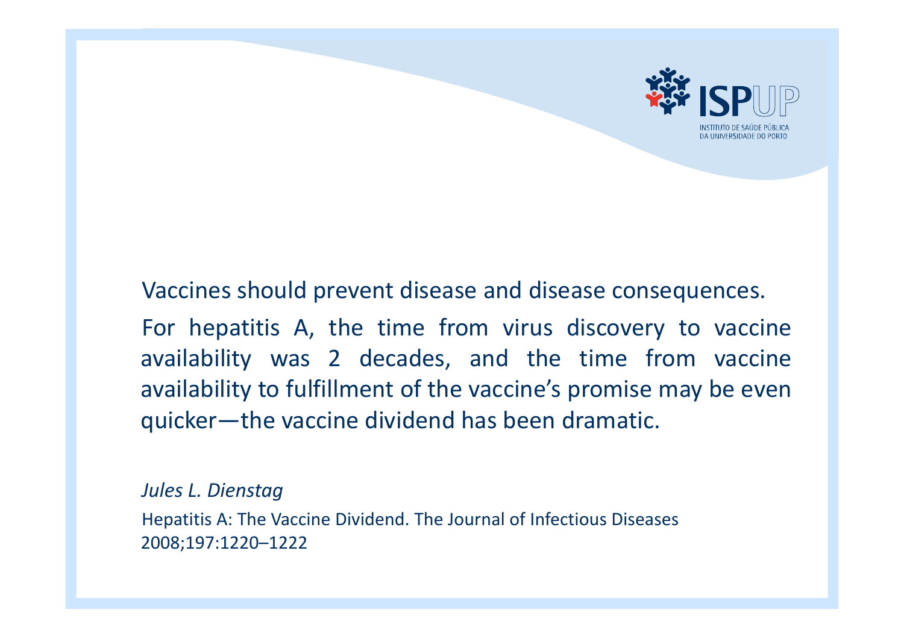Vaccines should prevent disease and disease consequences.

For hepatitis A, the time from virus discovery to vaccine availability was 2 decades, and the time from vaccine availability to fulfillment of the vaccine's promise may be even quicker—the vaccine dividend has been dramatic.

*Jules L. Dienstag*

Hepatitis A: The Vaccine Dividend. The Journal of Infectious Diseases 2008;197:1220–1222